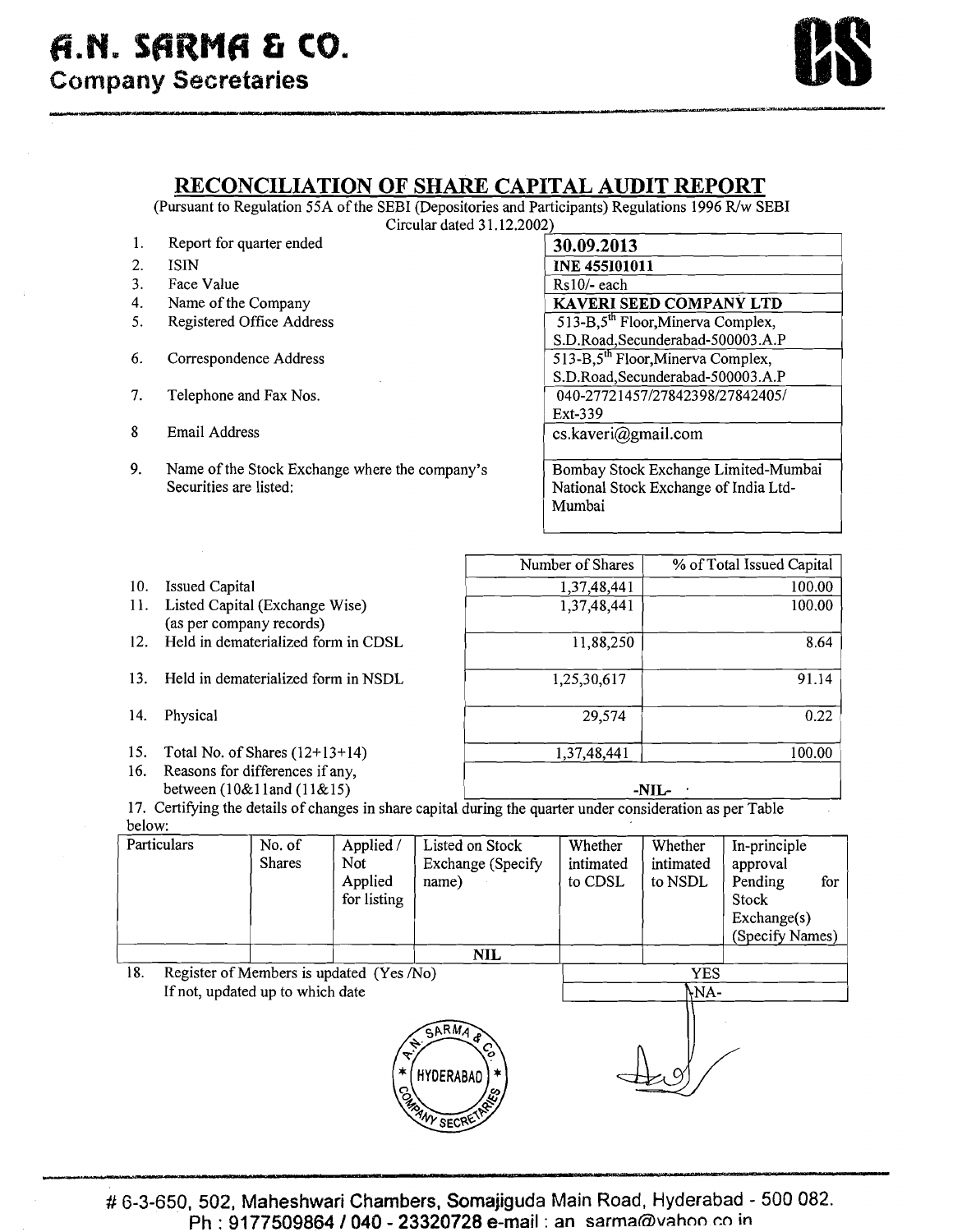# A.N. SARMA & CO.
**Company Secretaries**

## RECONCILIATION OF SHARE CAPITAL AUDIT REPORT

(Pursuant to Regulation 55A of the SEBI (Depositories and Participants) Regulations 1996 R/w SEBI Circular dated 31.12.2002)

| | | |
|---|---|---|
| 1. | Report for quarter ended | **30.09.2013** |
| 2. | ISIN | **INE 455I01011** |
| 3. | Face Value | Rs10/- each |
| 4. | Name of the Company | **KAVERI SEED COMPANY LTD** |
| 5. | Registered Office Address | 513-B,5th Floor,Minerva Complex, S.D.Road,Secunderabad-500003.A.P |
| 6. | Correspondence Address | 513-B,5th Floor,Minerva Complex, S.D.Road,Secunderabad-500003.A.P |
| 7. | Telephone and Fax Nos. | 040-27721457/27842398/27842405/ Ext-339 |
| 8 | Email Address | cs.kaveri@gmail.com |
| 9. | Name of the Stock Exchange where the company's Securities are listed: | Bombay Stock Exchange Limited-Mumbai National Stock Exchange of India Ltd-Mumbai |

| | | Number of Shares | % of Total Issued Capital |
|---|---|---|---|
| 10. | Issued Capital | 1,37,48,441 | 100.00 |
| 11. | Listed Capital (Exchange Wise) (as per company records) | 1,37,48,441 | 100.00 |
| 12. | Held in dematerialized form in CDSL | 11,88,250 | 8.64 |
| 13. | Held in dematerialized form in NSDL | 1,25,30,617 | 91.14 |
| 14. | Physical | 29,574 | 0.22 |
| 15. | Total No. of Shares (12+13+14) | 1,37,48,441 | 100.00 |
| 16. | Reasons for differences if any, between (10&11and (11&15) | -NIL- | |

17. Certifying the details of changes in share capital during the quarter under consideration as per Table below:

| Particulars | No. of Shares | Applied / Not Applied for listing | Listed on Stock Exchange (Specify name) | Whether intimated to CDSL | Whether intimated to NSDL | In-principle approval Pending for Stock Exchange(s) (Specify Names) |
|---|---|---|---|---|---|---|
| | | | NIL | | | |

| | | |
|---|---|---|
| 18. | Register of Members is updated (Yes /No) | YES |
| | If not, updated up to which date | -NA- |

# 6-3-650, 502, Maheshwari Chambers, Somajiguda Main Road, Hyderabad - 500 082.
Ph : 9177509864 / 040 - 23320728 e-mail : an sarma@yahoo.co.in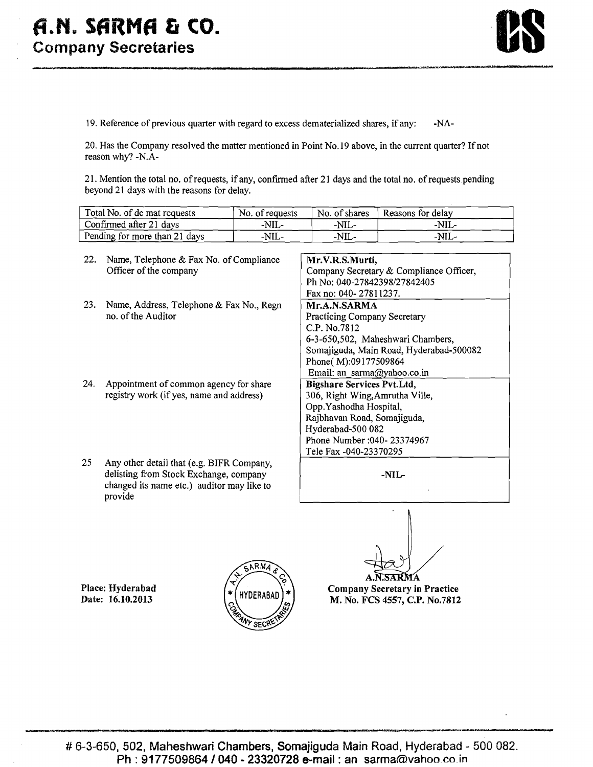19. Reference of previous quarter with regard to excess dematerialized shares, if any: -NA-

20. Has the Company resolved the matter mentioned in Point No.19 above, in the current quarter? If not reason why? -N.A-

21. Mention the total no. of requests, if any, confirmed after 21 days and the total no. of requests pending beyond 21 days with the reasons for delay.

| Total No. of de mat requests | No. of requests | No. of shares | Reasons for delay |
|---|---|---|---|
| Confirmed after 21 days | -NIL- | -NIL- | -NIL- |
| Pending for more than 21 days | -NIL- | -NIL- | -NIL- |

| | |
|---|---|
| 22. Name, Telephone & Fax No. of Compliance Officer of the company | **Mr.V.R.S.Murti,**<br>Company Secretary & Compliance Officer,<br>Ph No: 040-27842398/27842405<br>Fax no: 040- 27811237. |
| 23. Name, Address, Telephone & Fax No., Regn no. of the Auditor | **Mr.A.N.SARMA**<br>Practicing Company Secretary<br>C.P. No.7812<br>6-3-650,502, Maheshwari Chambers,<br>Somajiguda, Main Road, Hyderabad-500082<br>Phone( M):09177509864<br>Email: an_sarma@yahoo.co.in |
| 24. Appointment of common agency for share registry work (if yes, name and address) | **Bigshare Services Pvt.Ltd,**<br>306, Right Wing,Amrutha Ville,<br>Opp.Yashodha Hospital,<br>Rajbhavan Road, Somajiguda,<br>Hyderabad-500 082<br>Phone Number :040- 23374967<br>Tele Fax -040-23370295 |
| 25 Any other detail that (e.g. BIFR Company, delisting from Stock Exchange, company changed its name etc.) auditor may like to provide | **-NIL-** |

**Place: Hyderabad**
**Date: 16.10.2013**

A.N.SARMA
**Company Secretary in Practice**
**M. No. FCS 4557, C.P. No.7812**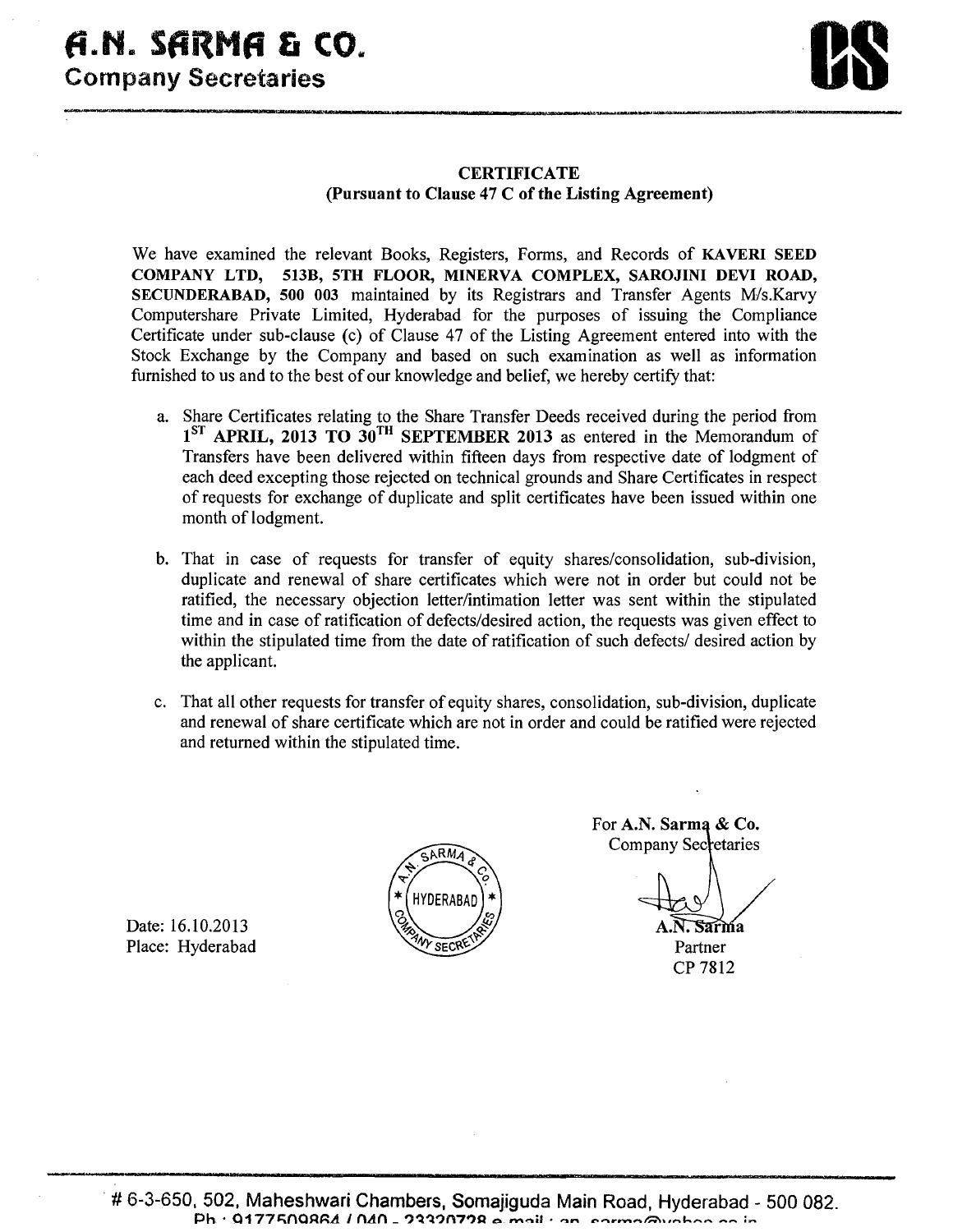# A.N. SARMA & CO.
## Company Secretaries

**CERTIFICATE**
**(Pursuant to Clause 47 C of the Listing Agreement)**

We have examined the relevant Books, Registers, Forms, and Records of **KAVERI SEED COMPANY LTD, 513B, 5TH FLOOR, MINERVA COMPLEX, SAROJINI DEVI ROAD, SECUNDERABAD, 500 003** maintained by its Registrars and Transfer Agents M/s.Karvy Computershare Private Limited, Hyderabad for the purposes of issuing the Compliance Certificate under sub-clause (c) of Clause 47 of the Listing Agreement entered into with the Stock Exchange by the Company and based on such examination as well as information furnished to us and to the best of our knowledge and belief, we hereby certify that:

a. Share Certificates relating to the Share Transfer Deeds received during the period from **1ST APRIL, 2013 TO 30TH SEPTEMBER 2013** as entered in the Memorandum of Transfers have been delivered within fifteen days from respective date of lodgment of each deed excepting those rejected on technical grounds and Share Certificates in respect of requests for exchange of duplicate and split certificates have been issued within one month of lodgment.

b. That in case of requests for transfer of equity shares/consolidation, sub-division, duplicate and renewal of share certificates which were not in order but could not be ratified, the necessary objection letter/intimation letter was sent within the stipulated time and in case of ratification of defects/desired action, the requests was given effect to within the stipulated time from the date of ratification of such defects/ desired action by the applicant.

c. That all other requests for transfer of equity shares, consolidation, sub-division, duplicate and renewal of share certificate which are not in order and could be ratified were rejected and returned within the stipulated time.

For **A.N. Sarma & Co.**
Company Secretaries

A.N. Sarma
Partner
CP 7812

Date: 16.10.2013
Place: Hyderabad

# 6-3-650, 502, Maheshwari Chambers, Somajiguda Main Road, Hyderabad - 500 082.